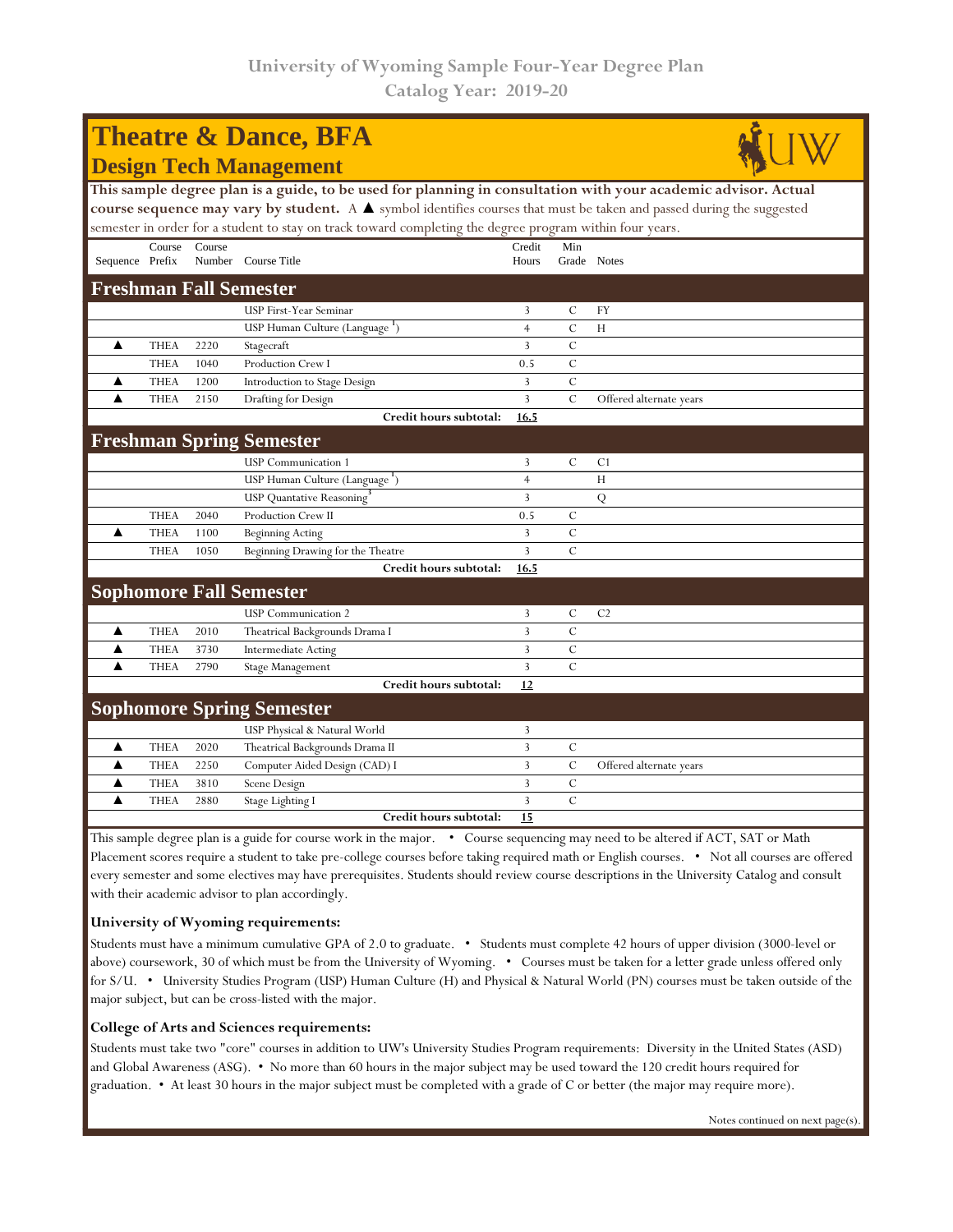# University of Wyoming Sample Four-Year Degree Plan
## Catalog Year: 2019-20

# Theatre & Dance, BFA
## Design Tech Management

**This sample degree plan is a guide, to be used for planning in consultation with your academic advisor. Actual course sequence may vary by student.** A ▲ symbol identifies courses that must be taken and passed during the suggested semester in order for a student to stay on track toward completing the degree program within four years.

| Sequence | Course Prefix | Course Number | Course Title | Credit Hours | Min Grade | Notes |
|---|---|---|---|---|---|---|
| **Freshman Fall Semester** | | | | | | |
| | | | USP First-Year Seminar | 3 | C | FY |
| | | | USP Human Culture (Language [1]) | 4 | C | H |
| ▲ | THEA | 2220 | Stagecraft | 3 | C | |
| | THEA | 1040 | Production Crew I | 0.5 | C | |
| ▲ | THEA | 1200 | Introduction to Stage Design | 3 | C | |
| ▲ | THEA | 2150 | Drafting for Design | 3 | C | Offered alternate years |
| | | | **Credit hours subtotal:** | **16.5** | | |
| **Freshman Spring Semester** | | | | | | |
| | | | USP Communication 1 | 3 | C | C1 |
| | | | USP Human Culture (Language [1]) | 4 | | H |
| | | | USP Quantative Reasoning [3] | 3 | | Q |
| | THEA | 2040 | Production Crew II | 0.5 | C | |
| ▲ | THEA | 1100 | Beginning Acting | 3 | C | |
| | THEA | 1050 | Beginning Drawing for the Theatre | 3 | C | |
| | | | **Credit hours subtotal:** | **16.5** | | |
| **Sophomore Fall Semester** | | | | | | |
| | | | USP Communication 2 | 3 | C | C2 |
| ▲ | THEA | 2010 | Theatrical Backgrounds Drama I | 3 | C | |
| ▲ | THEA | 3730 | Intermediate Acting | 3 | C | |
| ▲ | THEA | 2790 | Stage Management | 3 | C | |
| | | | **Credit hours subtotal:** | **12** | | |
| **Sophomore Spring Semester** | | | | | | |
| | | | USP Physical & Natural World | 3 | | |
| ▲ | THEA | 2020 | Theatrical Backgrounds Drama II | 3 | C | |
| ▲ | THEA | 2250 | Computer Aided Design (CAD) I | 3 | C | Offered alternate years |
| ▲ | THEA | 3810 | Scene Design | 3 | C | |
| ▲ | THEA | 2880 | Stage Lighting I | 3 | C | |
| | | | **Credit hours subtotal:** | **15** | | |

This sample degree plan is a guide for course work in the major. • Course sequencing may need to be altered if ACT, SAT or Math Placement scores require a student to take pre-college courses before taking required math or English courses. • Not all courses are offered every semester and some electives may have prerequisites. Students should review course descriptions in the University Catalog and consult with their academic advisor to plan accordingly.

### University of Wyoming requirements:

Students must have a minimum cumulative GPA of 2.0 to graduate. • Students must complete 42 hours of upper division (3000-level or above) coursework, 30 of which must be from the University of Wyoming. • Courses must be taken for a letter grade unless offered only for S/U. • University Studies Program (USP) Human Culture (H) and Physical & Natural World (PN) courses must be taken outside of the major subject, but can be cross-listed with the major.

### College of Arts and Sciences requirements:

Students must take two "core" courses in addition to UW's University Studies Program requirements: Diversity in the United States (ASD) and Global Awareness (ASG). • No more than 60 hours in the major subject may be used toward the 120 credit hours required for graduation. • At least 30 hours in the major subject must be completed with a grade of C or better (the major may require more).

Notes continued on next page(s).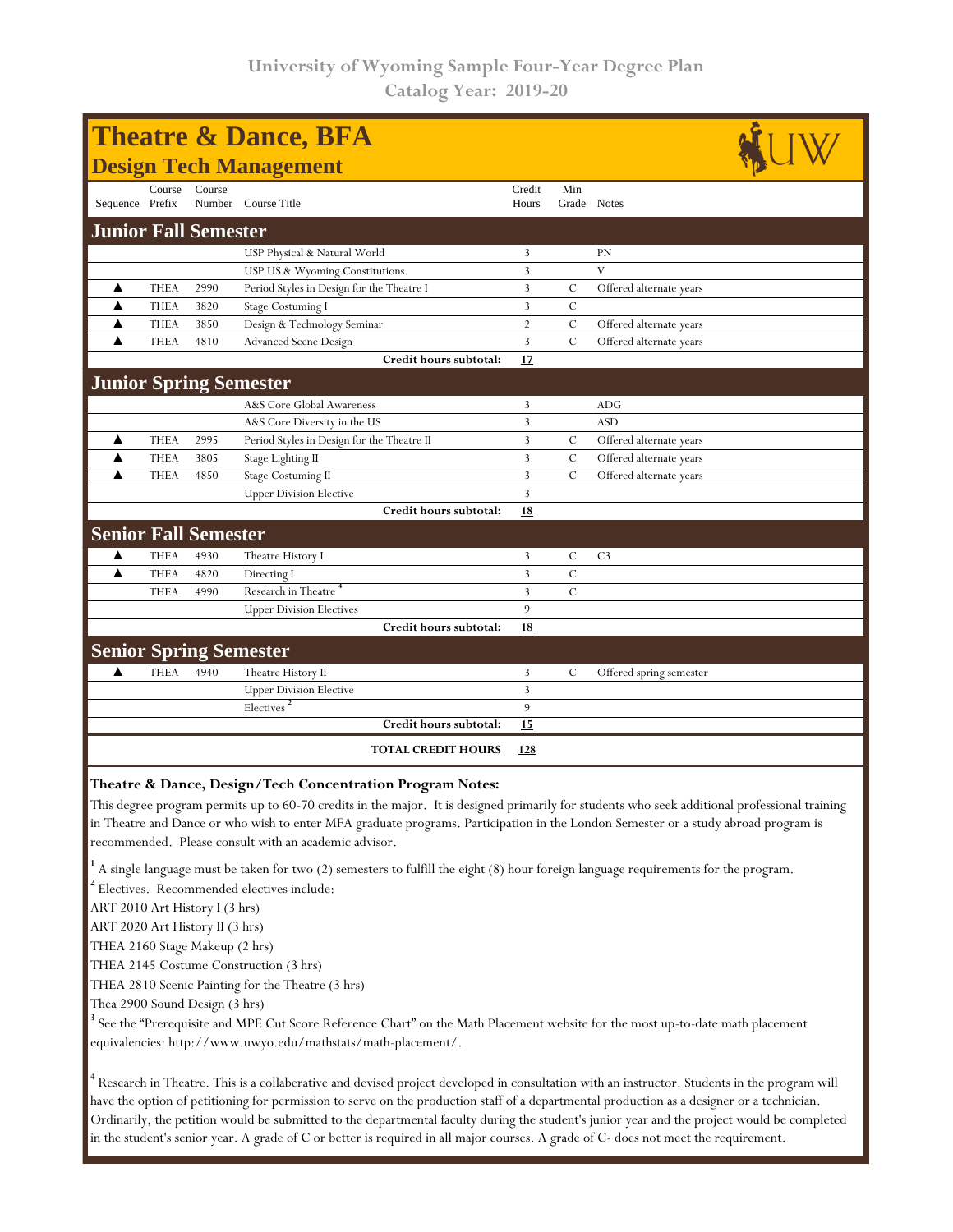# University of Wyoming Sample Four-Year Degree Plan
## Catalog Year: 2019-20

# Theatre & Dance, BFA
## Design Tech Management

| Sequence | Course Prefix | Course Number | Course Title | Credit Hours | Min Grade | Notes |
|---|---|---|---|---|---|---|
| **Junior Fall Semester** | | | | | | |
| | | | USP Physical & Natural World | 3 | | PN |
| | | | USP US & Wyoming Constitutions | 3 | | V |
| ▲ | THEA | 2990 | Period Styles in Design for the Theatre I | 3 | C | Offered alternate years |
| ▲ | THEA | 3820 | Stage Costuming I | 3 | C | |
| ▲ | THEA | 3850 | Design & Technology Seminar | 2 | C | Offered alternate years |
| ▲ | THEA | 4810 | Advanced Scene Design | 3 | C | Offered alternate years |
| | | | **Credit hours subtotal:** | **17** | | |
| **Junior Spring Semester** | | | | | | |
| | | | A&S Core Global Awareness | 3 | | ADG |
| | | | A&S Core Diversity in the US | 3 | | ASD |
| ▲ | THEA | 2995 | Period Styles in Design for the Theatre II | 3 | C | Offered alternate years |
| ▲ | THEA | 3805 | Stage Lighting II | 3 | C | Offered alternate years |
| ▲ | THEA | 4850 | Stage Costuming II | 3 | C | Offered alternate years |
| | | | Upper Division Elective | 3 | | |
| | | | **Credit hours subtotal:** | **18** | | |
| **Senior Fall Semester** | | | | | | |
| ▲ | THEA | 4930 | Theatre History I | 3 | C | C3 |
| ▲ | THEA | 4820 | Directing I | 3 | C | |
| | THEA | 4990 | Research in Theatre [4] | 3 | C | |
| | | | Upper Division Electives | 9 | | |
| | | | **Credit hours subtotal:** | **18** | | |
| **Senior Spring Semester** | | | | | | |
| ▲ | THEA | 4940 | Theatre History II | 3 | C | Offered spring semester |
| | | | Upper Division Elective | 3 | | |
| | | | Electives [2] | 9 | | |
| | | | **Credit hours subtotal:** | **15** | | |
| | | | **TOTAL CREDIT HOURS** | **128** | | |

### Theatre & Dance, Design/Tech Concentration Program Notes:

This degree program permits up to 60-70 credits in the major. It is designed primarily for students who seek additional professional training in Theatre and Dance or who wish to enter MFA graduate programs. Participation in the London Semester or a study abroad program is recommended. Please consult with an academic advisor.

[1] A single language must be taken for two (2) semesters to fulfill the eight (8) hour foreign language requirements for the program.

[2] Electives. Recommended electives include:

ART 2010 Art History I (3 hrs)
ART 2020 Art History II (3 hrs)
THEA 2160 Stage Makeup (2 hrs)
THEA 2145 Costume Construction (3 hrs)
THEA 2810 Scenic Painting for the Theatre (3 hrs)
Thea 2900 Sound Design (3 hrs)

[3] See the "Prerequisite and MPE Cut Score Reference Chart" on the Math Placement website for the most up-to-date math placement equivalencies: http://www.uwyo.edu/mathstats/math-placement/.

[4] Research in Theatre. This is a collaborative and devised project developed in consultation with an instructor. Students in the program will have the option of petitioning for permission to serve on the production staff of a departmental production as a designer or a technician. Ordinarily, the petition would be submitted to the departmental faculty during the student's junior year and the project would be completed in the student's senior year. A grade of C or better is required in all major courses. A grade of C- does not meet the requirement.